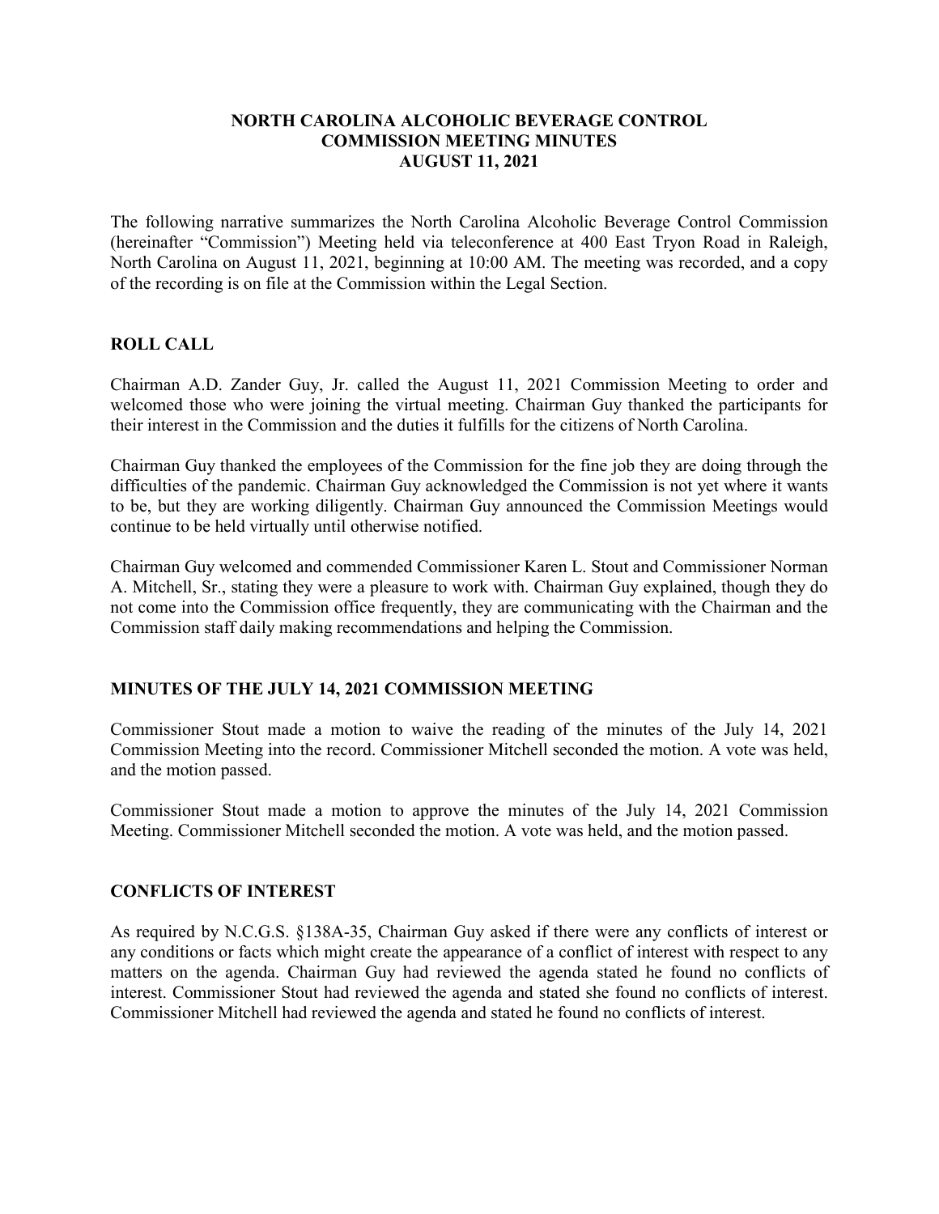# NORTH CAROLINA ALCOHOLIC BEVERAGE CONTROL COMMISSION MEETING MINUTES AUGUST 11, 2021

The following narrative summarizes the North Carolina Alcoholic Beverage Control Commission (hereinafter "Commission") Meeting held via teleconference at 400 East Tryon Road in Raleigh, North Carolina on August 11, 2021, beginning at 10:00 AM. The meeting was recorded, and a copy of the recording is on file at the Commission within the Legal Section.

## ROLL CALL

Chairman A.D. Zander Guy, Jr. called the August 11, 2021 Commission Meeting to order and welcomed those who were joining the virtual meeting. Chairman Guy thanked the participants for their interest in the Commission and the duties it fulfills for the citizens of North Carolina.

Chairman Guy thanked the employees of the Commission for the fine job they are doing through the difficulties of the pandemic. Chairman Guy acknowledged the Commission is not yet where it wants to be, but they are working diligently. Chairman Guy announced the Commission Meetings would continue to be held virtually until otherwise notified.

Chairman Guy welcomed and commended Commissioner Karen L. Stout and Commissioner Norman A. Mitchell, Sr., stating they were a pleasure to work with. Chairman Guy explained, though they do not come into the Commission office frequently, they are communicating with the Chairman and the Commission staff daily making recommendations and helping the Commission.

## MINUTES OF THE JULY 14, 2021 COMMISSION MEETING

Commissioner Stout made a motion to waive the reading of the minutes of the July 14, 2021 Commission Meeting into the record. Commissioner Mitchell seconded the motion. A vote was held, and the motion passed.

Commissioner Stout made a motion to approve the minutes of the July 14, 2021 Commission Meeting. Commissioner Mitchell seconded the motion. A vote was held, and the motion passed.

## CONFLICTS OF INTEREST

As required by N.C.G.S. §138A-35, Chairman Guy asked if there were any conflicts of interest or any conditions or facts which might create the appearance of a conflict of interest with respect to any matters on the agenda. Chairman Guy had reviewed the agenda stated he found no conflicts of interest. Commissioner Stout had reviewed the agenda and stated she found no conflicts of interest. Commissioner Mitchell had reviewed the agenda and stated he found no conflicts of interest.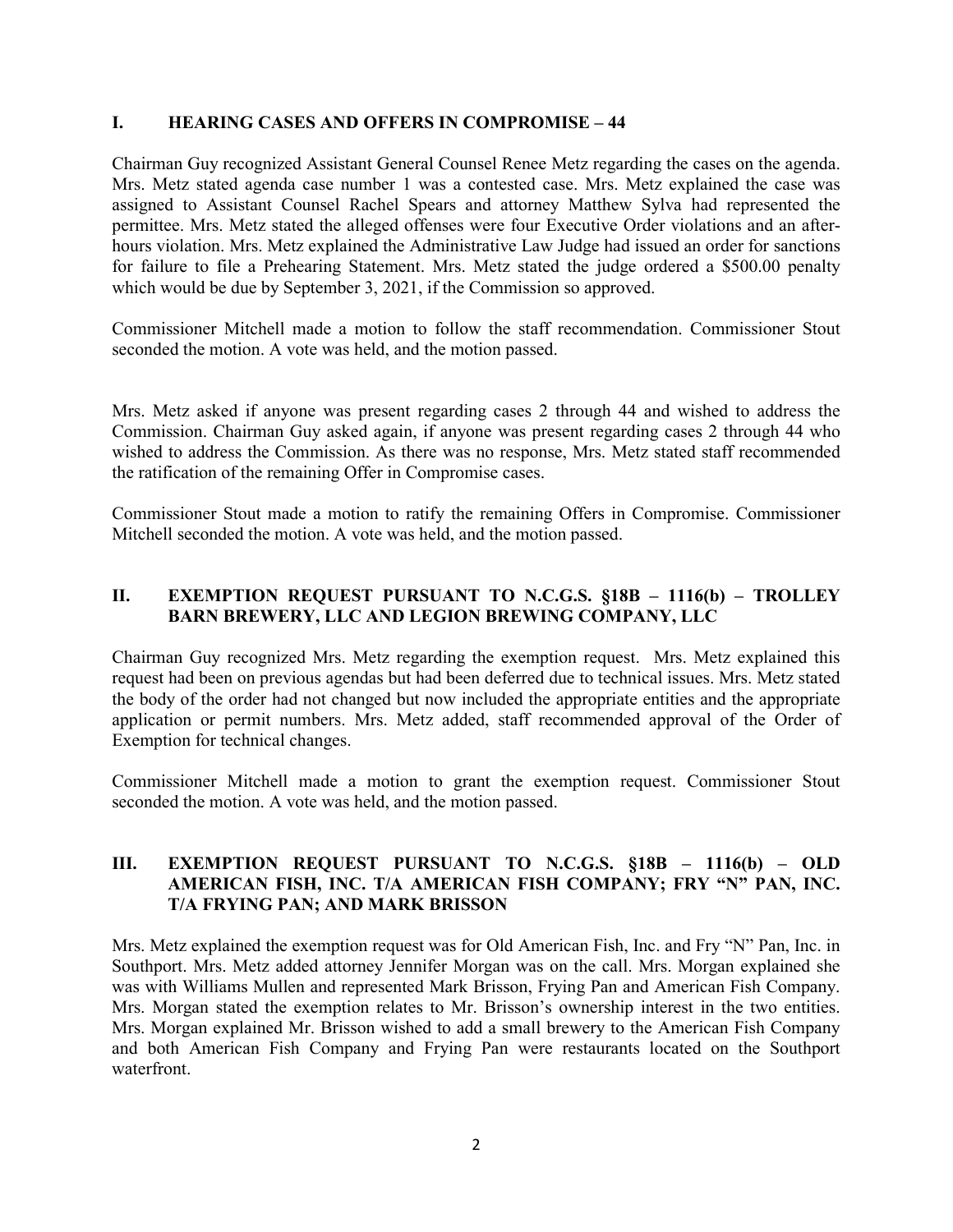## I. HEARING CASES AND OFFERS IN COMPROMISE – 44

Chairman Guy recognized Assistant General Counsel Renee Metz regarding the cases on the agenda. Mrs. Metz stated agenda case number 1 was a contested case. Mrs. Metz explained the case was assigned to Assistant Counsel Rachel Spears and attorney Matthew Sylva had represented the permittee. Mrs. Metz stated the alleged offenses were four Executive Order violations and an after-hours violation. Mrs. Metz explained the Administrative Law Judge had issued an order for sanctions for failure to file a Prehearing Statement. Mrs. Metz stated the judge ordered a $500.00 penalty which would be due by September 3, 2021, if the Commission so approved.

Commissioner Mitchell made a motion to follow the staff recommendation. Commissioner Stout seconded the motion. A vote was held, and the motion passed.

Mrs. Metz asked if anyone was present regarding cases 2 through 44 and wished to address the Commission. Chairman Guy asked again, if anyone was present regarding cases 2 through 44 who wished to address the Commission. As there was no response, Mrs. Metz stated staff recommended the ratification of the remaining Offer in Compromise cases.

Commissioner Stout made a motion to ratify the remaining Offers in Compromise. Commissioner Mitchell seconded the motion. A vote was held, and the motion passed.

## II. EXEMPTION REQUEST PURSUANT TO N.C.G.S. §18B – 1116(b) – TROLLEY BARN BREWERY, LLC AND LEGION BREWING COMPANY, LLC

Chairman Guy recognized Mrs. Metz regarding the exemption request. Mrs. Metz explained this request had been on previous agendas but had been deferred due to technical issues. Mrs. Metz stated the body of the order had not changed but now included the appropriate entities and the appropriate application or permit numbers. Mrs. Metz added, staff recommended approval of the Order of Exemption for technical changes.

Commissioner Mitchell made a motion to grant the exemption request. Commissioner Stout seconded the motion. A vote was held, and the motion passed.

## III. EXEMPTION REQUEST PURSUANT TO N.C.G.S. §18B – 1116(b) – OLD AMERICAN FISH, INC. T/A AMERICAN FISH COMPANY; FRY "N" PAN, INC. T/A FRYING PAN; AND MARK BRISSON

Mrs. Metz explained the exemption request was for Old American Fish, Inc. and Fry "N" Pan, Inc. in Southport. Mrs. Metz added attorney Jennifer Morgan was on the call. Mrs. Morgan explained she was with Williams Mullen and represented Mark Brisson, Frying Pan and American Fish Company. Mrs. Morgan stated the exemption relates to Mr. Brisson's ownership interest in the two entities. Mrs. Morgan explained Mr. Brisson wished to add a small brewery to the American Fish Company and both American Fish Company and Frying Pan were restaurants located on the Southport waterfront.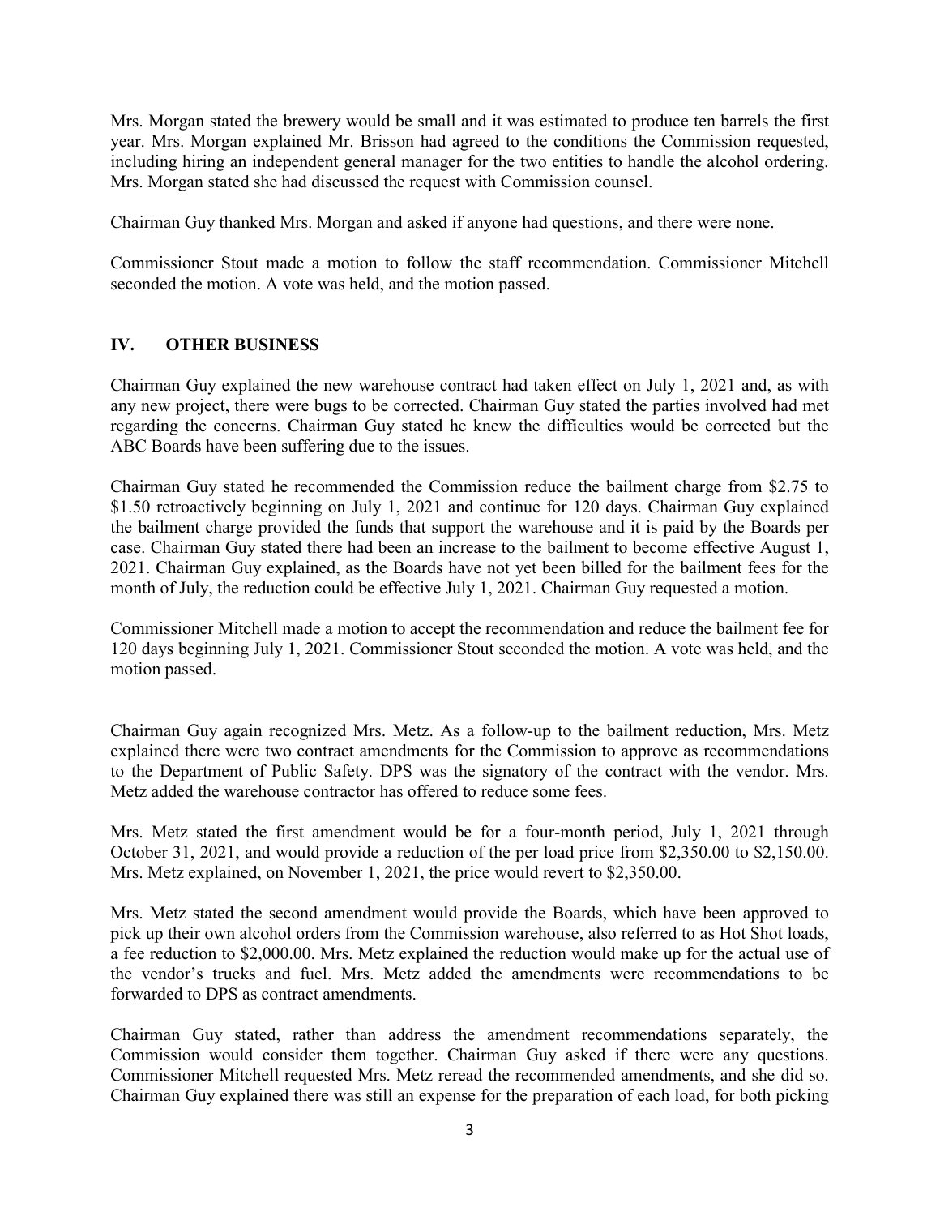Mrs. Morgan stated the brewery would be small and it was estimated to produce ten barrels the first year. Mrs. Morgan explained Mr. Brisson had agreed to the conditions the Commission requested, including hiring an independent general manager for the two entities to handle the alcohol ordering. Mrs. Morgan stated she had discussed the request with Commission counsel.

Chairman Guy thanked Mrs. Morgan and asked if anyone had questions, and there were none.

Commissioner Stout made a motion to follow the staff recommendation. Commissioner Mitchell seconded the motion. A vote was held, and the motion passed.

## IV. OTHER BUSINESS

Chairman Guy explained the new warehouse contract had taken effect on July 1, 2021 and, as with any new project, there were bugs to be corrected. Chairman Guy stated the parties involved had met regarding the concerns. Chairman Guy stated he knew the difficulties would be corrected but the ABC Boards have been suffering due to the issues.

Chairman Guy stated he recommended the Commission reduce the bailment charge from $2.75 to $1.50 retroactively beginning on July 1, 2021 and continue for 120 days. Chairman Guy explained the bailment charge provided the funds that support the warehouse and it is paid by the Boards per case. Chairman Guy stated there had been an increase to the bailment to become effective August 1, 2021. Chairman Guy explained, as the Boards have not yet been billed for the bailment fees for the month of July, the reduction could be effective July 1, 2021. Chairman Guy requested a motion.

Commissioner Mitchell made a motion to accept the recommendation and reduce the bailment fee for 120 days beginning July 1, 2021. Commissioner Stout seconded the motion. A vote was held, and the motion passed.

Chairman Guy again recognized Mrs. Metz. As a follow-up to the bailment reduction, Mrs. Metz explained there were two contract amendments for the Commission to approve as recommendations to the Department of Public Safety. DPS was the signatory of the contract with the vendor. Mrs. Metz added the warehouse contractor has offered to reduce some fees.

Mrs. Metz stated the first amendment would be for a four-month period, July 1, 2021 through October 31, 2021, and would provide a reduction of the per load price from $2,350.00 to $2,150.00. Mrs. Metz explained, on November 1, 2021, the price would revert to $2,350.00.

Mrs. Metz stated the second amendment would provide the Boards, which have been approved to pick up their own alcohol orders from the Commission warehouse, also referred to as Hot Shot loads, a fee reduction to $2,000.00. Mrs. Metz explained the reduction would make up for the actual use of the vendor's trucks and fuel. Mrs. Metz added the amendments were recommendations to be forwarded to DPS as contract amendments.

Chairman Guy stated, rather than address the amendment recommendations separately, the Commission would consider them together. Chairman Guy asked if there were any questions. Commissioner Mitchell requested Mrs. Metz reread the recommended amendments, and she did so. Chairman Guy explained there was still an expense for the preparation of each load, for both picking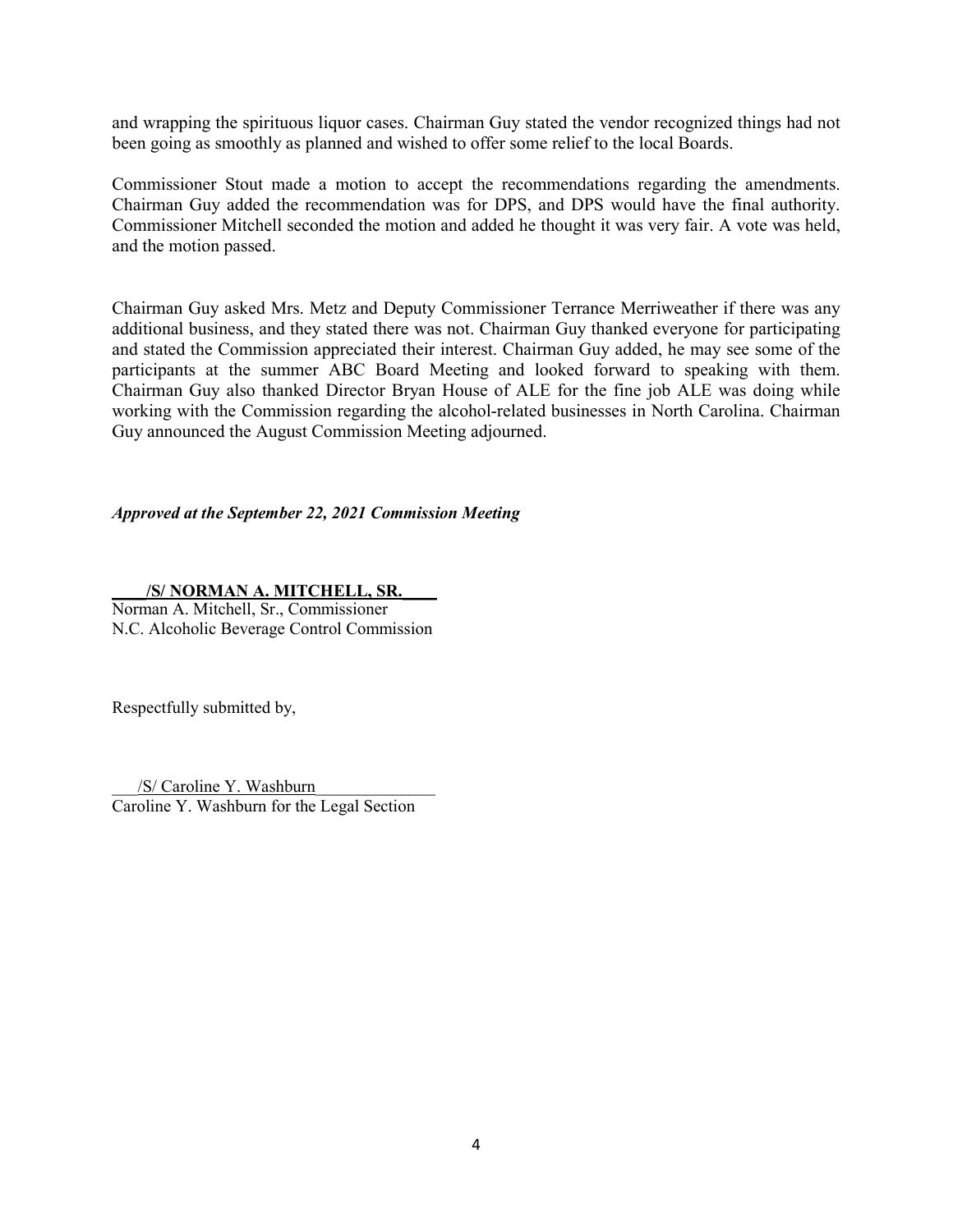and wrapping the spirituous liquor cases. Chairman Guy stated the vendor recognized things had not been going as smoothly as planned and wished to offer some relief to the local Boards.

Commissioner Stout made a motion to accept the recommendations regarding the amendments. Chairman Guy added the recommendation was for DPS, and DPS would have the final authority. Commissioner Mitchell seconded the motion and added he thought it was very fair. A vote was held, and the motion passed.

Chairman Guy asked Mrs. Metz and Deputy Commissioner Terrance Merriweather if there was any additional business, and they stated there was not. Chairman Guy thanked everyone for participating and stated the Commission appreciated their interest. Chairman Guy added, he may see some of the participants at the summer ABC Board Meeting and looked forward to speaking with them. Chairman Guy also thanked Director Bryan House of ALE for the fine job ALE was doing while working with the Commission regarding the alcohol-related businesses in North Carolina. Chairman Guy announced the August Commission Meeting adjourned.

***Approved at the September 22, 2021 Commission Meeting***

**/S/ NORMAN A. MITCHELL, SR.**
Norman A. Mitchell, Sr., Commissioner
N.C. Alcoholic Beverage Control Commission

Respectfully submitted by,

/S/ Caroline Y. Washburn
Caroline Y. Washburn for the Legal Section